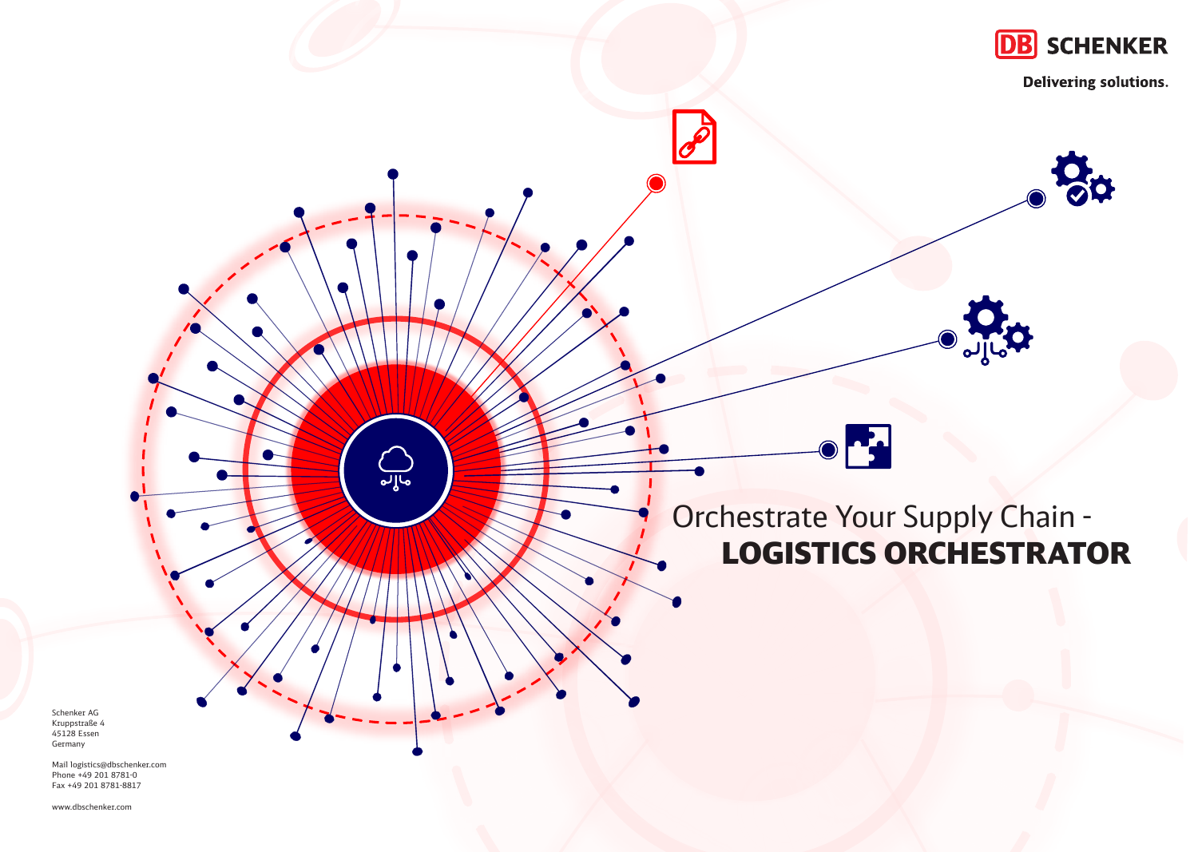DB SCHENKER

Delivering solutions.

# Orchestrate Your Supply Chain - LOGISTICS ORCHESTRATOR

Schenker AG
Kruppstraße 4
45128 Essen
Germany

Mail logistics@dbschenker.com
Phone +49 201 8781-0
Fax +49 201 8781-8817

www.dbschenker.com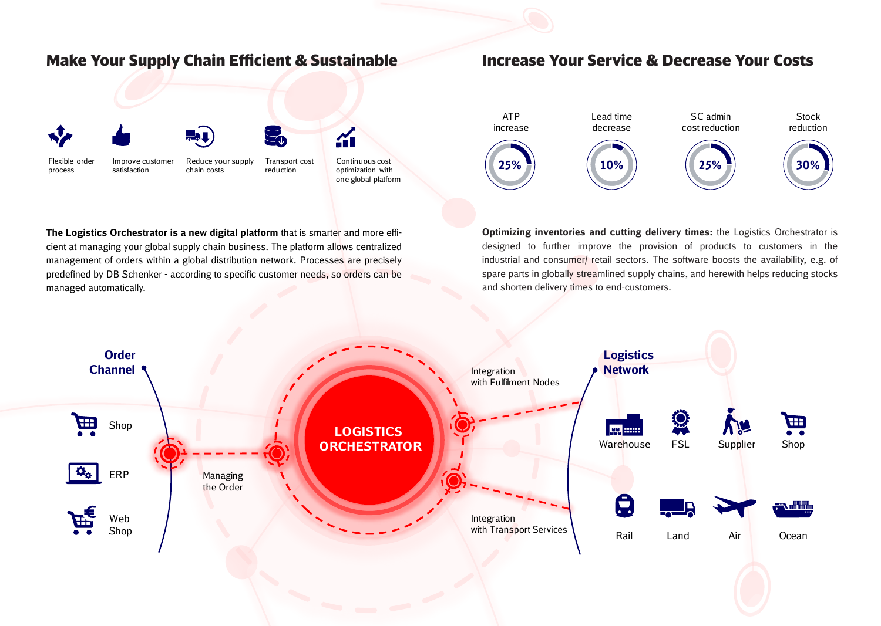## Make Your Supply Chain Efficient & Sustainable

Flexible order process

Improve customer satisfaction

Reduce your supply chain costs

Transport cost reduction

Continuous cost optimization with one global platform

**The Logistics Orchestrator is a new digital platform** that is smarter and more efficient at managing your global supply chain business. The platform allows centralized management of orders within a global distribution network. Processes are precisely predefined by DB Schenker - according to specific customer needs, so orders can be managed automatically.

## Increase Your Service & Decrease Your Costs

ATP increase

25%

Lead time decrease

10%

SC admin cost reduction

25%

Stock reduction

30%

**Optimizing inventories and cutting delivery times:** the Logistics Orchestrator is designed to further improve the provision of products to customers in the industrial and consumer/ retail sectors. The software boosts the availability, e.g. of spare parts in globally streamlined supply chains, and herewith helps reducing stocks and shorten delivery times to end-customers.

**Order Channel**

Shop

ERP

Web Shop

Managing the Order

**LOGISTICS ORCHESTRATOR**

Integration with Fulfilment Nodes

Integration with Transport Services

**Logistics Network**

Warehouse

FSL

Supplier

Shop

Rail

Land

Air

Ocean